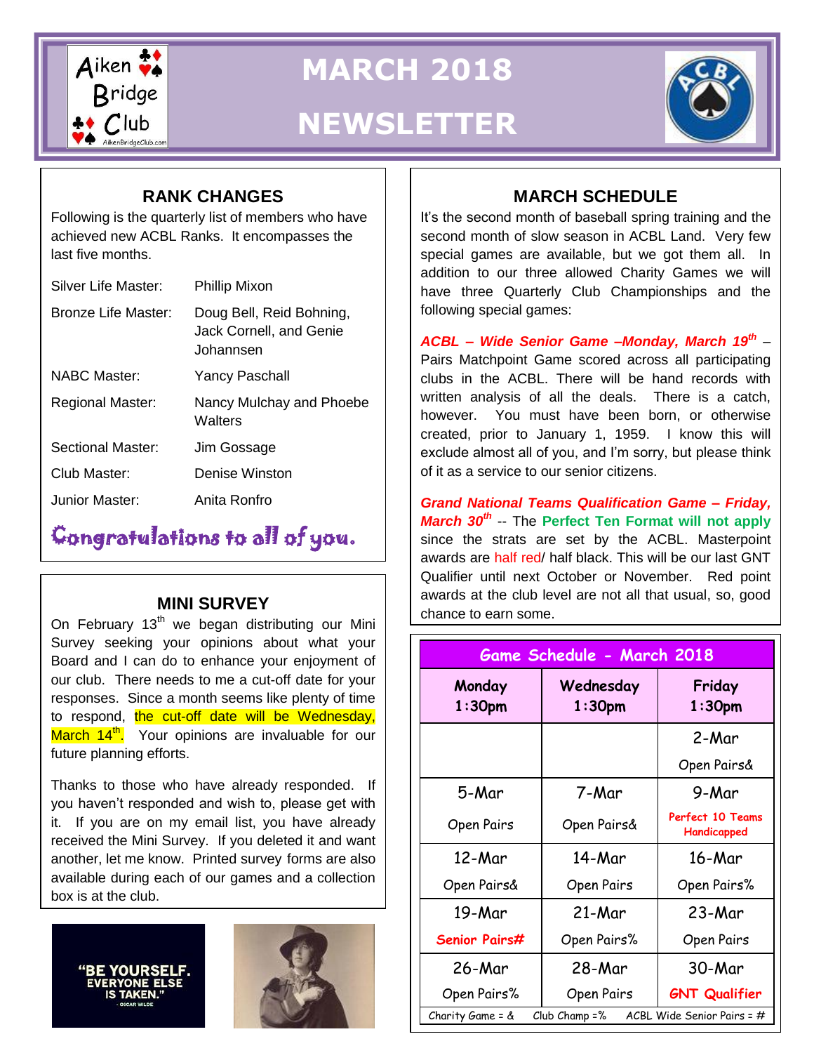# MARCH 2018 NEWSLETTER

Aiken Bridge Club

## RANK CHANGES

Following is the quarterly list of members who have achieved new ACBL Ranks. It encompasses the last five months.

| | |
|---|---|
| Silver Life Master: | Phillip Mixon |
| Bronze Life Master: | Doug Bell, Reid Bohning, Jack Cornell, and Genie Johannsen |
| NABC Master: | Yancy Paschall |
| Regional Master: | Nancy Mulchay and Phoebe Walters |
| Sectional Master: | Jim Gossage |
| Club Master: | Denise Winston |
| Junior Master: | Anita Ronfro |

**Congratulations to all of you.**

## MINI SURVEY

On February 13th we began distributing our Mini Survey seeking your opinions about what your Board and I can do to enhance your enjoyment of our club. There needs to me a cut-off date for your responses. Since a month seems like plenty of time to respond, the cut-off date will be Wednesday, March 14th. Your opinions are invaluable for our future planning efforts.

Thanks to those who have already responded. If you haven't responded and wish to, please get with it. If you are on my email list, you have already received the Mini Survey. If you deleted it and want another, let me know. Printed survey forms are also available during each of our games and a collection box is at the club.

"BE YOURSELF. EVERYONE ELSE IS TAKEN." - OSCAR WILDE

## MARCH SCHEDULE

It's the second month of baseball spring training and the second month of slow season in ACBL Land. Very few special games are available, but we got them all. In addition to our three allowed Charity Games we will have three Quarterly Club Championships and the following special games:

***ACBL – Wide Senior Game –Monday, March 19th*** – Pairs Matchpoint Game scored across all participating clubs in the ACBL. There will be hand records with written analysis of all the deals. There is a catch, however. You must have been born, or otherwise created, prior to January 1, 1959. I know this will exclude almost all of you, and I'm sorry, but please think of it as a service to our senior citizens.

***Grand National Teams Qualification Game – Friday, March 30th*** -- The **Perfect Ten Format will not apply** since the strats are set by the ACBL. Masterpoint awards are half red/ half black. This will be our last GNT Qualifier until next October or November. Red point awards at the club level are not all that usual, so, good chance to earn some.

| Monday 1:30pm | Wednesday 1:30pm | Friday 1:30pm |
|---|---|---|
| | | 2-Mar Open Pairs& |
| 5-Mar Open Pairs | 7-Mar Open Pairs& | 9-Mar Perfect 10 Teams Handicapped |
| 12-Mar Open Pairs& | 14-Mar Open Pairs | 16-Mar Open Pairs% |
| 19-Mar Senior Pairs# | 21-Mar Open Pairs% | 23-Mar Open Pairs |
| 26-Mar Open Pairs% | 28-Mar Open Pairs | 30-Mar GNT Qualifier |

Game Schedule - March 2018

Charity Game = & Club Champ =% ACBL Wide Senior Pairs = #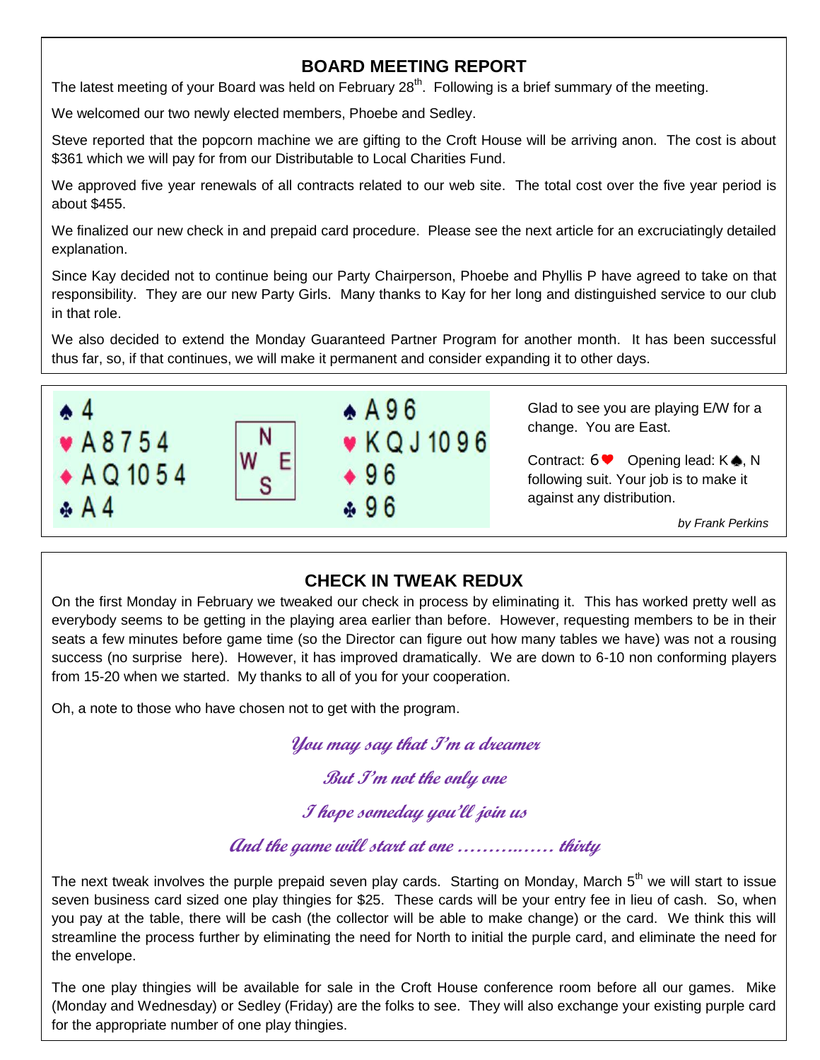## BOARD MEETING REPORT

The latest meeting of your Board was held on February 28th. Following is a brief summary of the meeting.

We welcomed our two newly elected members, Phoebe and Sedley.

Steve reported that the popcorn machine we are gifting to the Croft House will be arriving anon. The cost is about $361 which we will pay for from our Distributable to Local Charities Fund.

We approved five year renewals of all contracts related to our web site. The total cost over the five year period is about $455.

We finalized our new check in and prepaid card procedure. Please see the next article for an excruciatingly detailed explanation.

Since Kay decided not to continue being our Party Chairperson, Phoebe and Phyllis P have agreed to take on that responsibility. They are our new Party Girls. Many thanks to Kay for her long and distinguished service to our club in that role.

We also decided to extend the Monday Guaranteed Partner Program for another month. It has been successful thus far, so, if that continues, we will make it permanent and consider expanding it to other days.

| West | | East |
|---|---|---|
| ♠ 4 | N | ♠ A 9 6 |
| ♥ A 8 7 5 4 | W E | ♥ K Q J 10 9 6 |
| ♦ A Q 10 5 4 | S | ♦ 9 6 |
| ♣ A 4 | | ♣ 9 6 |

Glad to see you are playing E/W for a change. You are East.

Contract: 6♥ Opening lead: K♠, N following suit. Your job is to make it against any distribution.

*by Frank Perkins*

## CHECK IN TWEAK REDUX

On the first Monday in February we tweaked our check in process by eliminating it. This has worked pretty well as everybody seems to be getting in the playing area earlier than before. However, requesting members to be in their seats a few minutes before game time (so the Director can figure out how many tables we have) was not a rousing success (no surprise here). However, it has improved dramatically. We are down to 6-10 non conforming players from 15-20 when we started. My thanks to all of you for your cooperation.

Oh, a note to those who have chosen not to get with the program.

*You may say that I'm a dreamer*

*But I'm not the only one*

*I hope someday you'll join us*

*And the game will start at one …………..…. thirty*

The next tweak involves the purple prepaid seven play cards. Starting on Monday, March 5th we will start to issue seven business card sized one play thingies for $25. These cards will be your entry fee in lieu of cash. So, when you pay at the table, there will be cash (the collector will be able to make change) or the card. We think this will streamline the process further by eliminating the need for North to initial the purple card, and eliminate the need for the envelope.

The one play thingies will be available for sale in the Croft House conference room before all our games. Mike (Monday and Wednesday) or Sedley (Friday) are the folks to see. They will also exchange your existing purple card for the appropriate number of one play thingies.